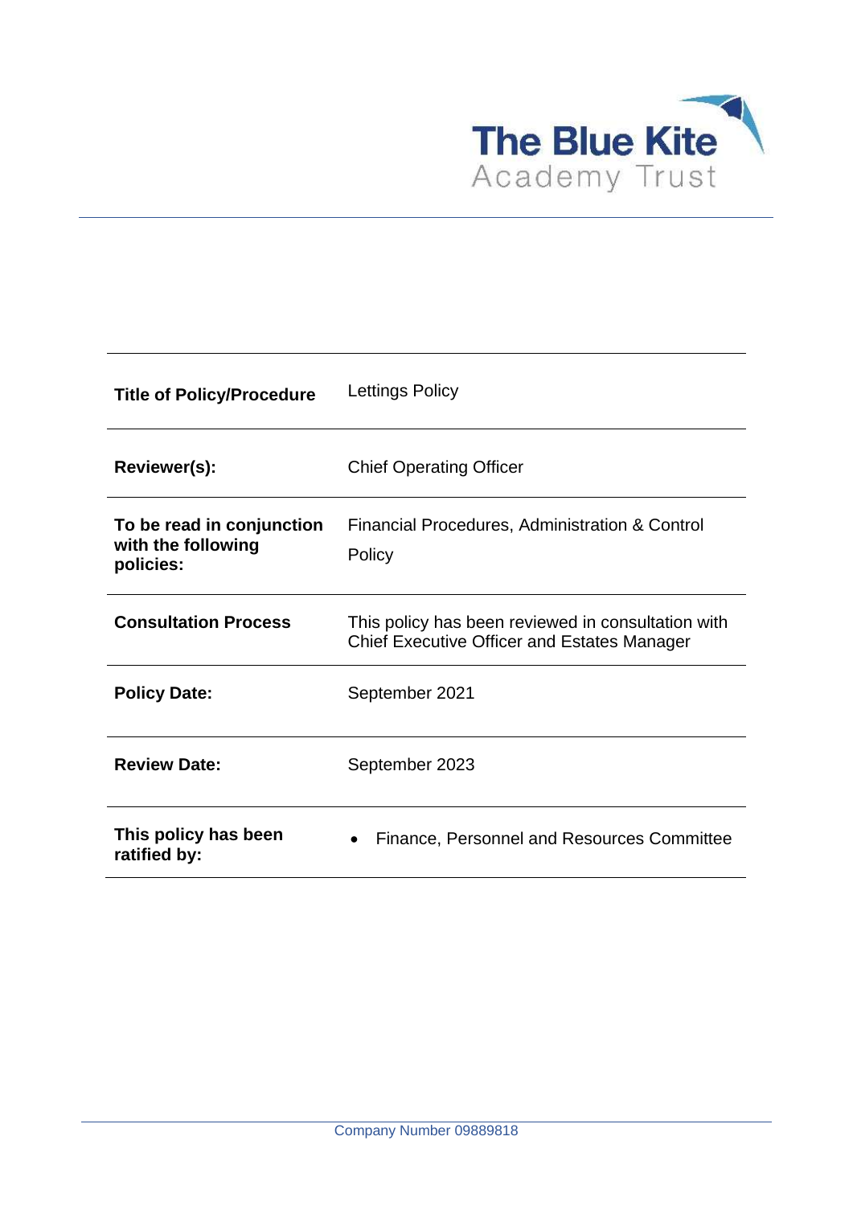The Blue Kite
Academy Trust

| | |
|---|---|
| **Title of Policy/Procedure** | Lettings Policy |
| **Reviewer(s):** | Chief Operating Officer |
| **To be read in conjunction with the following policies:** | Financial Procedures, Administration & Control Policy |
| **Consultation Process** | This policy has been reviewed in consultation with Chief Executive Officer and Estates Manager |
| **Policy Date:** | September 2021 |
| **Review Date:** | September 2023 |
| **This policy has been ratified by:** | • Finance, Personnel and Resources Committee |

Company Number 09889818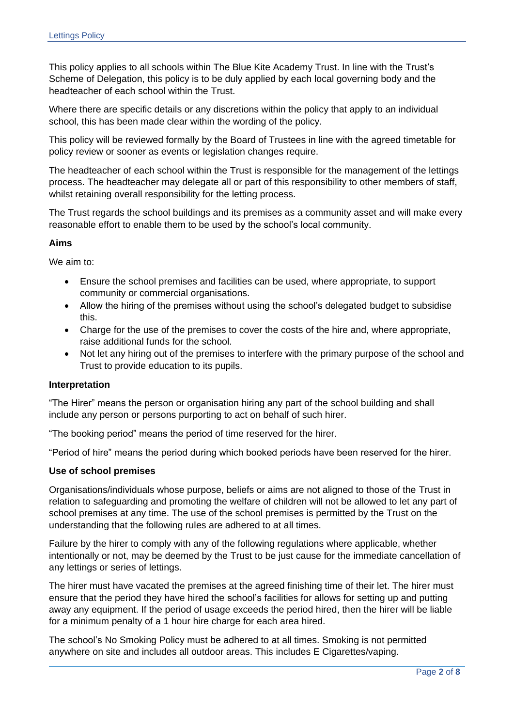This policy applies to all schools within The Blue Kite Academy Trust. In line with the Trust's Scheme of Delegation, this policy is to be duly applied by each local governing body and the headteacher of each school within the Trust.

Where there are specific details or any discretions within the policy that apply to an individual school, this has been made clear within the wording of the policy.

This policy will be reviewed formally by the Board of Trustees in line with the agreed timetable for policy review or sooner as events or legislation changes require.

The headteacher of each school within the Trust is responsible for the management of the lettings process. The headteacher may delegate all or part of this responsibility to other members of staff, whilst retaining overall responsibility for the letting process.

The Trust regards the school buildings and its premises as a community asset and will make every reasonable effort to enable them to be used by the school's local community.

**Aims**

We aim to:

- Ensure the school premises and facilities can be used, where appropriate, to support community or commercial organisations.
- Allow the hiring of the premises without using the school's delegated budget to subsidise this.
- Charge for the use of the premises to cover the costs of the hire and, where appropriate, raise additional funds for the school.
- Not let any hiring out of the premises to interfere with the primary purpose of the school and Trust to provide education to its pupils.

**Interpretation**

"The Hirer" means the person or organisation hiring any part of the school building and shall include any person or persons purporting to act on behalf of such hirer.

"The booking period" means the period of time reserved for the hirer.

"Period of hire" means the period during which booked periods have been reserved for the hirer.

**Use of school premises**

Organisations/individuals whose purpose, beliefs or aims are not aligned to those of the Trust in relation to safeguarding and promoting the welfare of children will not be allowed to let any part of school premises at any time. The use of the school premises is permitted by the Trust on the understanding that the following rules are adhered to at all times.

Failure by the hirer to comply with any of the following regulations where applicable, whether intentionally or not, may be deemed by the Trust to be just cause for the immediate cancellation of any lettings or series of lettings.

The hirer must have vacated the premises at the agreed finishing time of their let. The hirer must ensure that the period they have hired the school's facilities for allows for setting up and putting away any equipment. If the period of usage exceeds the period hired, then the hirer will be liable for a minimum penalty of a 1 hour hire charge for each area hired.

The school's No Smoking Policy must be adhered to at all times. Smoking is not permitted anywhere on site and includes all outdoor areas. This includes E Cigarettes/vaping.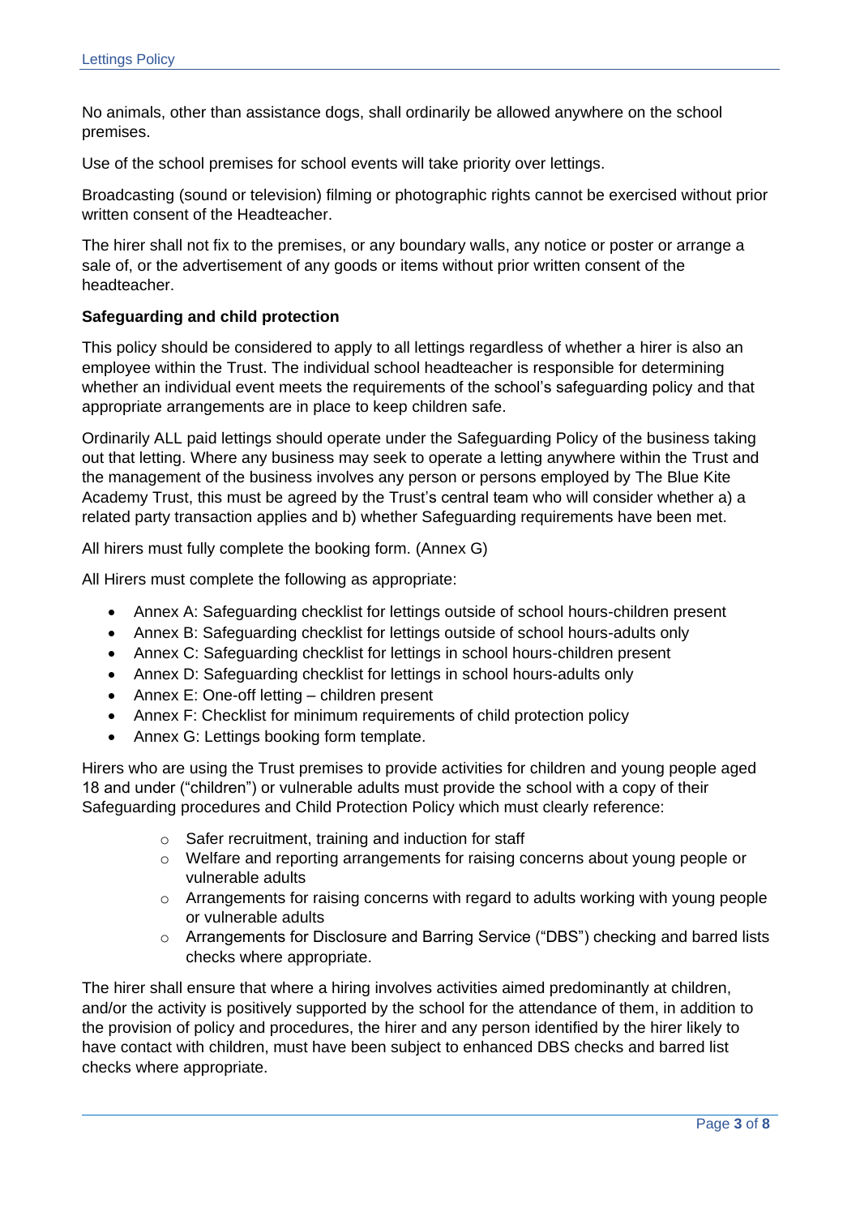No animals, other than assistance dogs, shall ordinarily be allowed anywhere on the school premises.

Use of the school premises for school events will take priority over lettings.

Broadcasting (sound or television) filming or photographic rights cannot be exercised without prior written consent of the Headteacher.

The hirer shall not fix to the premises, or any boundary walls, any notice or poster or arrange a sale of, or the advertisement of any goods or items without prior written consent of the headteacher.

**Safeguarding and child protection**

This policy should be considered to apply to all lettings regardless of whether a hirer is also an employee within the Trust. The individual school headteacher is responsible for determining whether an individual event meets the requirements of the school's safeguarding policy and that appropriate arrangements are in place to keep children safe.

Ordinarily ALL paid lettings should operate under the Safeguarding Policy of the business taking out that letting. Where any business may seek to operate a letting anywhere within the Trust and the management of the business involves any person or persons employed by The Blue Kite Academy Trust, this must be agreed by the Trust's central team who will consider whether a) a related party transaction applies and b) whether Safeguarding requirements have been met.

All hirers must fully complete the booking form. (Annex G)

All Hirers must complete the following as appropriate:

- Annex A: Safeguarding checklist for lettings outside of school hours-children present
- Annex B: Safeguarding checklist for lettings outside of school hours-adults only
- Annex C: Safeguarding checklist for lettings in school hours-children present
- Annex D: Safeguarding checklist for lettings in school hours-adults only
- Annex E: One-off letting – children present
- Annex F: Checklist for minimum requirements of child protection policy
- Annex G: Lettings booking form template.

Hirers who are using the Trust premises to provide activities for children and young people aged 18 and under ("children") or vulnerable adults must provide the school with a copy of their Safeguarding procedures and Child Protection Policy which must clearly reference:

- Safer recruitment, training and induction for staff
- Welfare and reporting arrangements for raising concerns about young people or vulnerable adults
- Arrangements for raising concerns with regard to adults working with young people or vulnerable adults
- Arrangements for Disclosure and Barring Service ("DBS") checking and barred lists checks where appropriate.

The hirer shall ensure that where a hiring involves activities aimed predominantly at children, and/or the activity is positively supported by the school for the attendance of them, in addition to the provision of policy and procedures, the hirer and any person identified by the hirer likely to have contact with children, must have been subject to enhanced DBS checks and barred list checks where appropriate.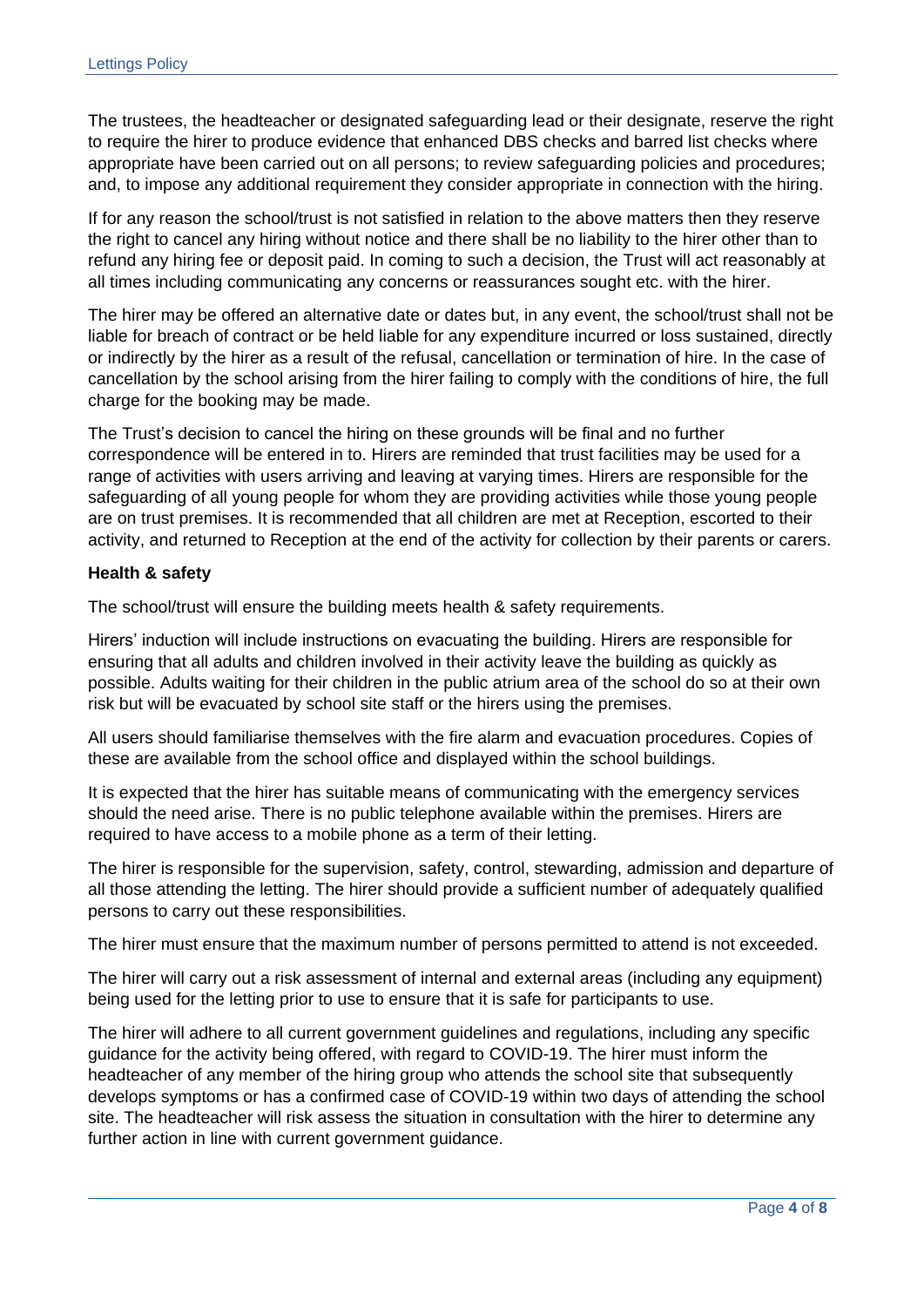The trustees, the headteacher or designated safeguarding lead or their designate, reserve the right to require the hirer to produce evidence that enhanced DBS checks and barred list checks where appropriate have been carried out on all persons; to review safeguarding policies and procedures; and, to impose any additional requirement they consider appropriate in connection with the hiring.

If for any reason the school/trust is not satisfied in relation to the above matters then they reserve the right to cancel any hiring without notice and there shall be no liability to the hirer other than to refund any hiring fee or deposit paid. In coming to such a decision, the Trust will act reasonably at all times including communicating any concerns or reassurances sought etc. with the hirer.

The hirer may be offered an alternative date or dates but, in any event, the school/trust shall not be liable for breach of contract or be held liable for any expenditure incurred or loss sustained, directly or indirectly by the hirer as a result of the refusal, cancellation or termination of hire. In the case of cancellation by the school arising from the hirer failing to comply with the conditions of hire, the full charge for the booking may be made.

The Trust's decision to cancel the hiring on these grounds will be final and no further correspondence will be entered in to. Hirers are reminded that trust facilities may be used for a range of activities with users arriving and leaving at varying times. Hirers are responsible for the safeguarding of all young people for whom they are providing activities while those young people are on trust premises. It is recommended that all children are met at Reception, escorted to their activity, and returned to Reception at the end of the activity for collection by their parents or carers.

**Health & safety**

The school/trust will ensure the building meets health & safety requirements.

Hirers' induction will include instructions on evacuating the building. Hirers are responsible for ensuring that all adults and children involved in their activity leave the building as quickly as possible. Adults waiting for their children in the public atrium area of the school do so at their own risk but will be evacuated by school site staff or the hirers using the premises.

All users should familiarise themselves with the fire alarm and evacuation procedures. Copies of these are available from the school office and displayed within the school buildings.

It is expected that the hirer has suitable means of communicating with the emergency services should the need arise. There is no public telephone available within the premises. Hirers are required to have access to a mobile phone as a term of their letting.

The hirer is responsible for the supervision, safety, control, stewarding, admission and departure of all those attending the letting. The hirer should provide a sufficient number of adequately qualified persons to carry out these responsibilities.

The hirer must ensure that the maximum number of persons permitted to attend is not exceeded.

The hirer will carry out a risk assessment of internal and external areas (including any equipment) being used for the letting prior to use to ensure that it is safe for participants to use.

The hirer will adhere to all current government guidelines and regulations, including any specific guidance for the activity being offered, with regard to COVID-19. The hirer must inform the headteacher of any member of the hiring group who attends the school site that subsequently develops symptoms or has a confirmed case of COVID-19 within two days of attending the school site. The headteacher will risk assess the situation in consultation with the hirer to determine any further action in line with current government guidance.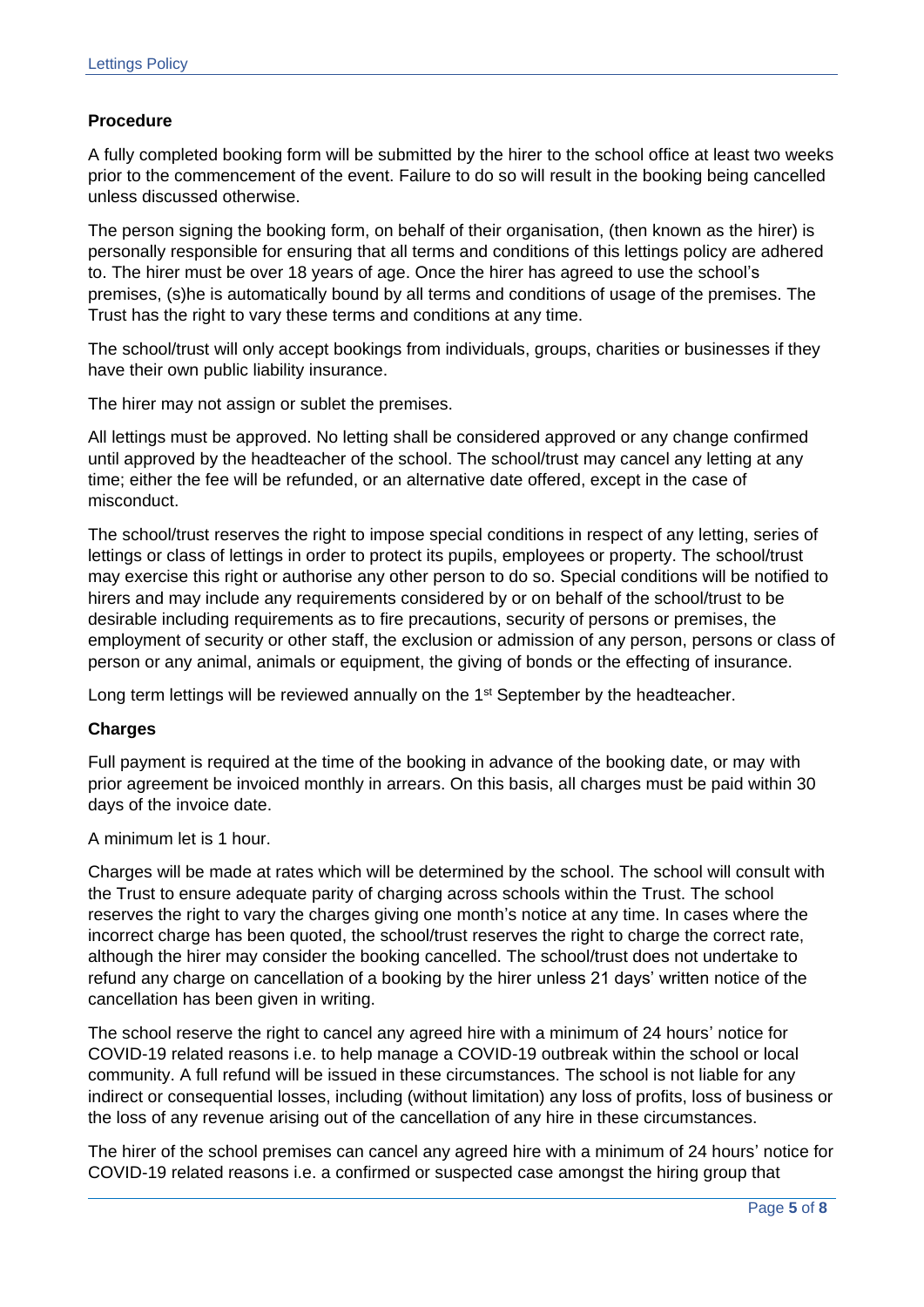**Procedure**

A fully completed booking form will be submitted by the hirer to the school office at least two weeks prior to the commencement of the event. Failure to do so will result in the booking being cancelled unless discussed otherwise.

The person signing the booking form, on behalf of their organisation, (then known as the hirer) is personally responsible for ensuring that all terms and conditions of this lettings policy are adhered to. The hirer must be over 18 years of age. Once the hirer has agreed to use the school's premises, (s)he is automatically bound by all terms and conditions of usage of the premises. The Trust has the right to vary these terms and conditions at any time.

The school/trust will only accept bookings from individuals, groups, charities or businesses if they have their own public liability insurance.

The hirer may not assign or sublet the premises.

All lettings must be approved. No letting shall be considered approved or any change confirmed until approved by the headteacher of the school. The school/trust may cancel any letting at any time; either the fee will be refunded, or an alternative date offered, except in the case of misconduct.

The school/trust reserves the right to impose special conditions in respect of any letting, series of lettings or class of lettings in order to protect its pupils, employees or property. The school/trust may exercise this right or authorise any other person to do so. Special conditions will be notified to hirers and may include any requirements considered by or on behalf of the school/trust to be desirable including requirements as to fire precautions, security of persons or premises, the employment of security or other staff, the exclusion or admission of any person, persons or class of person or any animal, animals or equipment, the giving of bonds or the effecting of insurance.

Long term lettings will be reviewed annually on the 1st September by the headteacher.

**Charges**

Full payment is required at the time of the booking in advance of the booking date, or may with prior agreement be invoiced monthly in arrears. On this basis, all charges must be paid within 30 days of the invoice date.

A minimum let is 1 hour.

Charges will be made at rates which will be determined by the school. The school will consult with the Trust to ensure adequate parity of charging across schools within the Trust. The school reserves the right to vary the charges giving one month's notice at any time. In cases where the incorrect charge has been quoted, the school/trust reserves the right to charge the correct rate, although the hirer may consider the booking cancelled. The school/trust does not undertake to refund any charge on cancellation of a booking by the hirer unless 21 days' written notice of the cancellation has been given in writing.

The school reserve the right to cancel any agreed hire with a minimum of 24 hours' notice for COVID-19 related reasons i.e. to help manage a COVID-19 outbreak within the school or local community. A full refund will be issued in these circumstances. The school is not liable for any indirect or consequential losses, including (without limitation) any loss of profits, loss of business or the loss of any revenue arising out of the cancellation of any hire in these circumstances.

The hirer of the school premises can cancel any agreed hire with a minimum of 24 hours' notice for COVID-19 related reasons i.e. a confirmed or suspected case amongst the hiring group that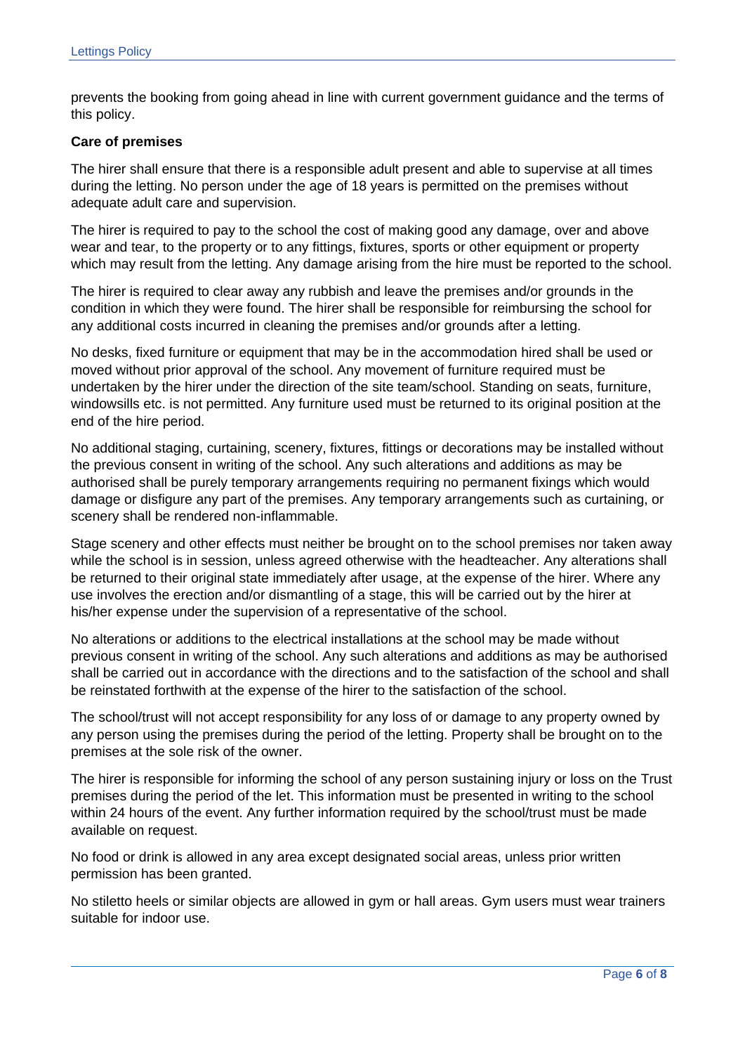prevents the booking from going ahead in line with current government guidance and the terms of this policy.

**Care of premises**

The hirer shall ensure that there is a responsible adult present and able to supervise at all times during the letting. No person under the age of 18 years is permitted on the premises without adequate adult care and supervision.

The hirer is required to pay to the school the cost of making good any damage, over and above wear and tear, to the property or to any fittings, fixtures, sports or other equipment or property which may result from the letting. Any damage arising from the hire must be reported to the school.

The hirer is required to clear away any rubbish and leave the premises and/or grounds in the condition in which they were found. The hirer shall be responsible for reimbursing the school for any additional costs incurred in cleaning the premises and/or grounds after a letting.

No desks, fixed furniture or equipment that may be in the accommodation hired shall be used or moved without prior approval of the school. Any movement of furniture required must be undertaken by the hirer under the direction of the site team/school. Standing on seats, furniture, windowsills etc. is not permitted. Any furniture used must be returned to its original position at the end of the hire period.

No additional staging, curtaining, scenery, fixtures, fittings or decorations may be installed without the previous consent in writing of the school. Any such alterations and additions as may be authorised shall be purely temporary arrangements requiring no permanent fixings which would damage or disfigure any part of the premises. Any temporary arrangements such as curtaining, or scenery shall be rendered non-inflammable.

Stage scenery and other effects must neither be brought on to the school premises nor taken away while the school is in session, unless agreed otherwise with the headteacher. Any alterations shall be returned to their original state immediately after usage, at the expense of the hirer. Where any use involves the erection and/or dismantling of a stage, this will be carried out by the hirer at his/her expense under the supervision of a representative of the school.

No alterations or additions to the electrical installations at the school may be made without previous consent in writing of the school. Any such alterations and additions as may be authorised shall be carried out in accordance with the directions and to the satisfaction of the school and shall be reinstated forthwith at the expense of the hirer to the satisfaction of the school.

The school/trust will not accept responsibility for any loss of or damage to any property owned by any person using the premises during the period of the letting. Property shall be brought on to the premises at the sole risk of the owner.

The hirer is responsible for informing the school of any person sustaining injury or loss on the Trust premises during the period of the let. This information must be presented in writing to the school within 24 hours of the event. Any further information required by the school/trust must be made available on request.

No food or drink is allowed in any area except designated social areas, unless prior written permission has been granted.

No stiletto heels or similar objects are allowed in gym or hall areas. Gym users must wear trainers suitable for indoor use.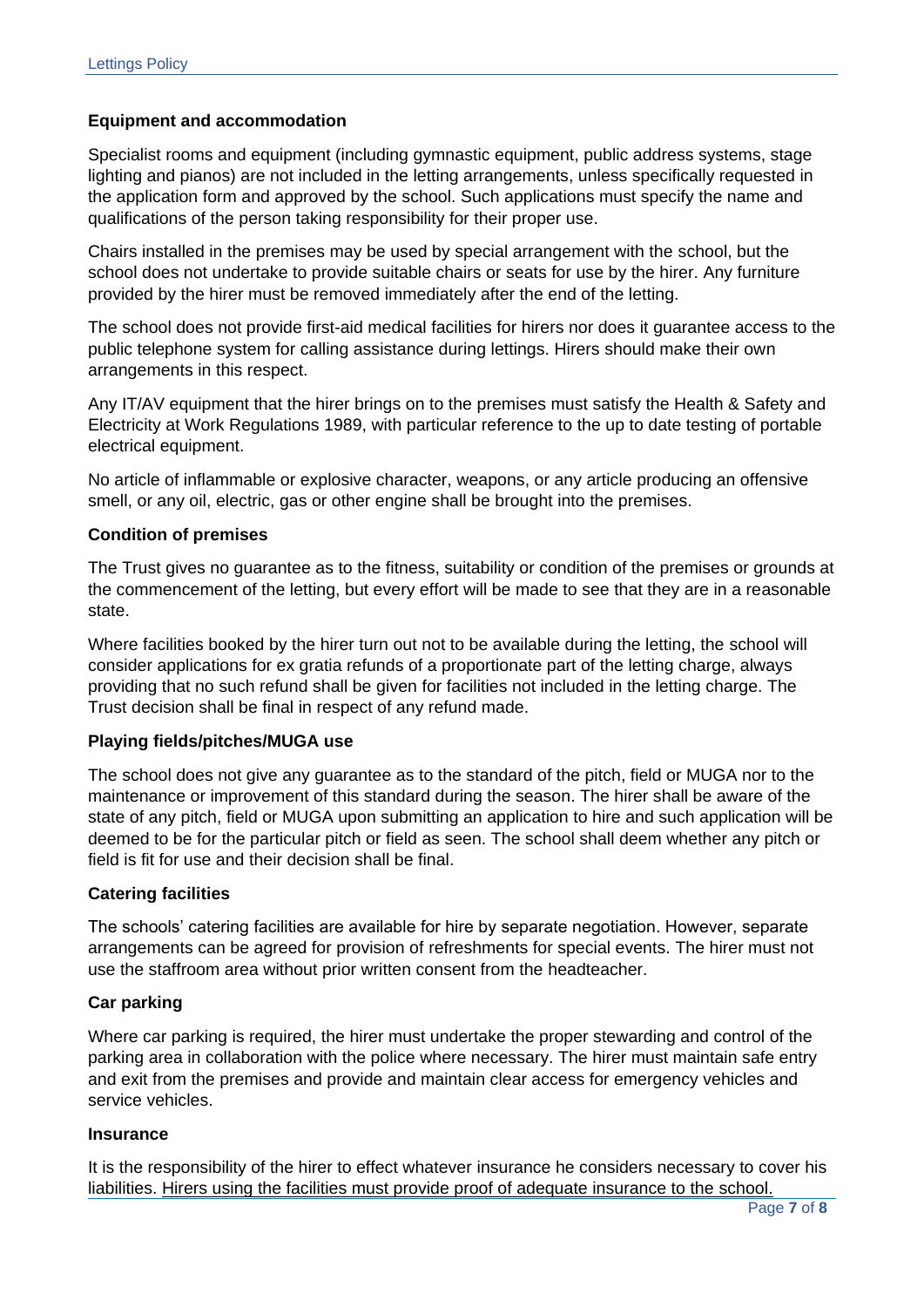**Equipment and accommodation**

Specialist rooms and equipment (including gymnastic equipment, public address systems, stage lighting and pianos) are not included in the letting arrangements, unless specifically requested in the application form and approved by the school. Such applications must specify the name and qualifications of the person taking responsibility for their proper use.

Chairs installed in the premises may be used by special arrangement with the school, but the school does not undertake to provide suitable chairs or seats for use by the hirer. Any furniture provided by the hirer must be removed immediately after the end of the letting.

The school does not provide first-aid medical facilities for hirers nor does it guarantee access to the public telephone system for calling assistance during lettings. Hirers should make their own arrangements in this respect.

Any IT/AV equipment that the hirer brings on to the premises must satisfy the Health & Safety and Electricity at Work Regulations 1989, with particular reference to the up to date testing of portable electrical equipment.

No article of inflammable or explosive character, weapons, or any article producing an offensive smell, or any oil, electric, gas or other engine shall be brought into the premises.

**Condition of premises**

The Trust gives no guarantee as to the fitness, suitability or condition of the premises or grounds at the commencement of the letting, but every effort will be made to see that they are in a reasonable state.

Where facilities booked by the hirer turn out not to be available during the letting, the school will consider applications for ex gratia refunds of a proportionate part of the letting charge, always providing that no such refund shall be given for facilities not included in the letting charge. The Trust decision shall be final in respect of any refund made.

**Playing fields/pitches/MUGA use**

The school does not give any guarantee as to the standard of the pitch, field or MUGA nor to the maintenance or improvement of this standard during the season. The hirer shall be aware of the state of any pitch, field or MUGA upon submitting an application to hire and such application will be deemed to be for the particular pitch or field as seen. The school shall deem whether any pitch or field is fit for use and their decision shall be final.

**Catering facilities**

The schools' catering facilities are available for hire by separate negotiation. However, separate arrangements can be agreed for provision of refreshments for special events. The hirer must not use the staffroom area without prior written consent from the headteacher.

**Car parking**

Where car parking is required, the hirer must undertake the proper stewarding and control of the parking area in collaboration with the police where necessary. The hirer must maintain safe entry and exit from the premises and provide and maintain clear access for emergency vehicles and service vehicles.

**Insurance**

It is the responsibility of the hirer to effect whatever insurance he considers necessary to cover his liabilities. Hirers using the facilities must provide proof of adequate insurance to the school.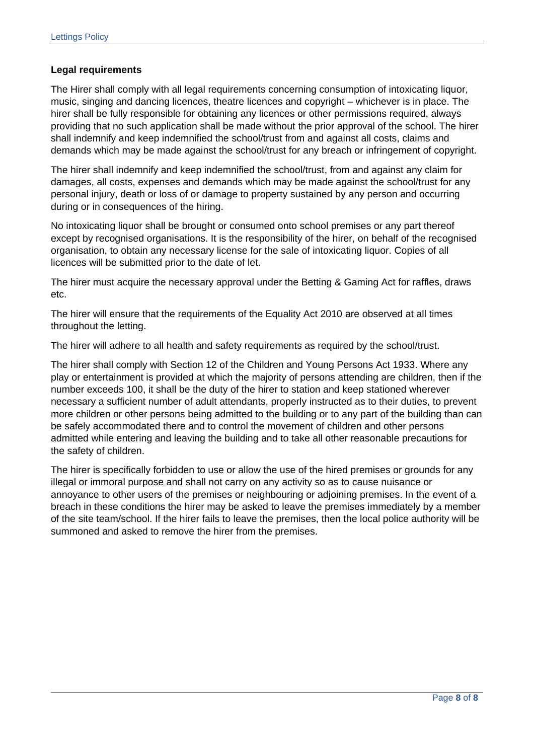**Legal requirements**

The Hirer shall comply with all legal requirements concerning consumption of intoxicating liquor, music, singing and dancing licences, theatre licences and copyright – whichever is in place. The hirer shall be fully responsible for obtaining any licences or other permissions required, always providing that no such application shall be made without the prior approval of the school. The hirer shall indemnify and keep indemnified the school/trust from and against all costs, claims and demands which may be made against the school/trust for any breach or infringement of copyright.

The hirer shall indemnify and keep indemnified the school/trust, from and against any claim for damages, all costs, expenses and demands which may be made against the school/trust for any personal injury, death or loss of or damage to property sustained by any person and occurring during or in consequences of the hiring.

No intoxicating liquor shall be brought or consumed onto school premises or any part thereof except by recognised organisations. It is the responsibility of the hirer, on behalf of the recognised organisation, to obtain any necessary license for the sale of intoxicating liquor. Copies of all licences will be submitted prior to the date of let.

The hirer must acquire the necessary approval under the Betting & Gaming Act for raffles, draws etc.

The hirer will ensure that the requirements of the Equality Act 2010 are observed at all times throughout the letting.

The hirer will adhere to all health and safety requirements as required by the school/trust.

The hirer shall comply with Section 12 of the Children and Young Persons Act 1933. Where any play or entertainment is provided at which the majority of persons attending are children, then if the number exceeds 100, it shall be the duty of the hirer to station and keep stationed wherever necessary a sufficient number of adult attendants, properly instructed as to their duties, to prevent more children or other persons being admitted to the building or to any part of the building than can be safely accommodated there and to control the movement of children and other persons admitted while entering and leaving the building and to take all other reasonable precautions for the safety of children.

The hirer is specifically forbidden to use or allow the use of the hired premises or grounds for any illegal or immoral purpose and shall not carry on any activity so as to cause nuisance or annoyance to other users of the premises or neighbouring or adjoining premises. In the event of a breach in these conditions the hirer may be asked to leave the premises immediately by a member of the site team/school. If the hirer fails to leave the premises, then the local police authority will be summoned and asked to remove the hirer from the premises.